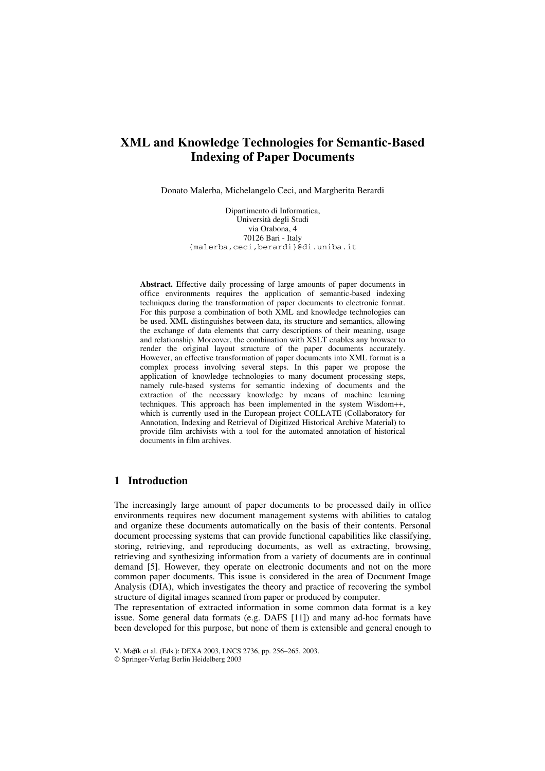# XML and Knowledge Technologies for Semantic-Based Indexing of Paper Documents

Donato Malerba, Michelangelo Ceci, and Margherita Berardi

Dipartimento di Informatica,
Università degli Studi
via Orabona, 4
70126 Bari - Italy
{malerba,ceci,berardi}@di.uniba.it

**Abstract.** Effective daily processing of large amounts of paper documents in office environments requires the application of semantic-based indexing techniques during the transformation of paper documents to electronic format. For this purpose a combination of both XML and knowledge technologies can be used. XML distinguishes between data, its structure and semantics, allowing the exchange of data elements that carry descriptions of their meaning, usage and relationship. Moreover, the combination with XSLT enables any browser to render the original layout structure of the paper documents accurately. However, an effective transformation of paper documents into XML format is a complex process involving several steps. In this paper we propose the application of knowledge technologies to many document processing steps, namely rule-based systems for semantic indexing of documents and the extraction of the necessary knowledge by means of machine learning techniques. This approach has been implemented in the system Wisdom++, which is currently used in the European project COLLATE (Collaboratory for Annotation, Indexing and Retrieval of Digitized Historical Archive Material) to provide film archivists with a tool for the automated annotation of historical documents in film archives.

## 1 Introduction

The increasingly large amount of paper documents to be processed daily in office environments requires new document management systems with abilities to catalog and organize these documents automatically on the basis of their contents. Personal document processing systems that can provide functional capabilities like classifying, storing, retrieving, and reproducing documents, as well as extracting, browsing, retrieving and synthesizing information from a variety of documents are in continual demand [5]. However, they operate on electronic documents and not on the more common paper documents. This issue is considered in the area of Document Image Analysis (DIA), which investigates the theory and practice of recovering the symbol structure of digital images scanned from paper or produced by computer.

The representation of extracted information in some common data format is a key issue. Some general data formats (e.g. DAFS [11]) and many ad-hoc formats have been developed for this purpose, but none of them is extensible and general enough to

V. Mařík et al. (Eds.): DEXA 2003, LNCS 2736, pp. 256–265, 2003.
© Springer-Verlag Berlin Heidelberg 2003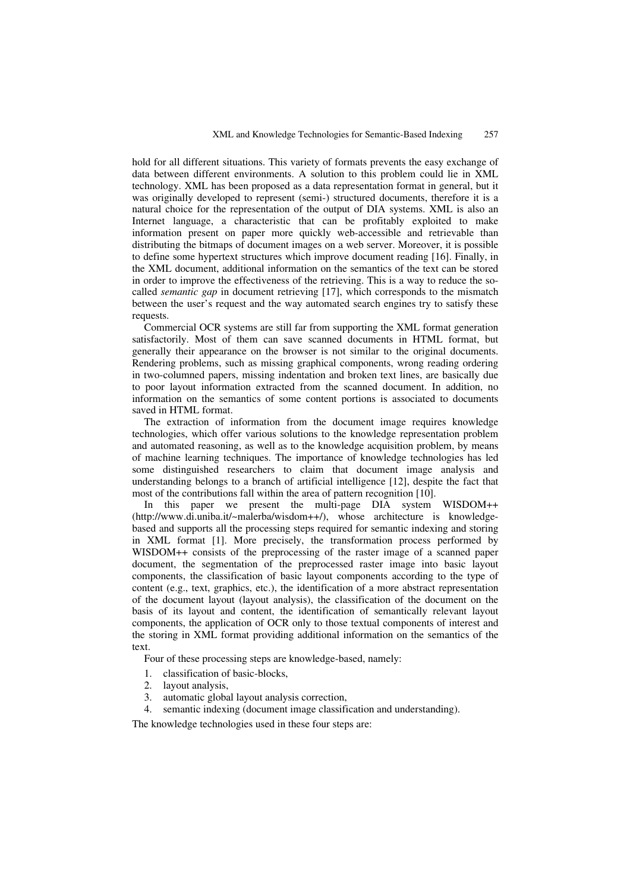hold for all different situations. This variety of formats prevents the easy exchange of data between different environments. A solution to this problem could lie in XML technology. XML has been proposed as a data representation format in general, but it was originally developed to represent (semi-) structured documents, therefore it is a natural choice for the representation of the output of DIA systems. XML is also an Internet language, a characteristic that can be profitably exploited to make information present on paper more quickly web-accessible and retrievable than distributing the bitmaps of document images on a web server. Moreover, it is possible to define some hypertext structures which improve document reading [16]. Finally, in the XML document, additional information on the semantics of the text can be stored in order to improve the effectiveness of the retrieving. This is a way to reduce the so-called *semantic gap* in document retrieving [17], which corresponds to the mismatch between the user's request and the way automated search engines try to satisfy these requests.

Commercial OCR systems are still far from supporting the XML format generation satisfactorily. Most of them can save scanned documents in HTML format, but generally their appearance on the browser is not similar to the original documents. Rendering problems, such as missing graphical components, wrong reading ordering in two-columned papers, missing indentation and broken text lines, are basically due to poor layout information extracted from the scanned document. In addition, no information on the semantics of some content portions is associated to documents saved in HTML format.

The extraction of information from the document image requires knowledge technologies, which offer various solutions to the knowledge representation problem and automated reasoning, as well as to the knowledge acquisition problem, by means of machine learning techniques. The importance of knowledge technologies has led some distinguished researchers to claim that document image analysis and understanding belongs to a branch of artificial intelligence [12], despite the fact that most of the contributions fall within the area of pattern recognition [10].

In this paper we present the multi-page DIA system WISDOM++ (http://www.di.uniba.it/~malerba/wisdom++/), whose architecture is knowledge-based and supports all the processing steps required for semantic indexing and storing in XML format [1]. More precisely, the transformation process performed by WISDOM++ consists of the preprocessing of the raster image of a scanned paper document, the segmentation of the preprocessed raster image into basic layout components, the classification of basic layout components according to the type of content (e.g., text, graphics, etc.), the identification of a more abstract representation of the document layout (layout analysis), the classification of the document on the basis of its layout and content, the identification of semantically relevant layout components, the application of OCR only to those textual components of interest and the storing in XML format providing additional information on the semantics of the text.

Four of these processing steps are knowledge-based, namely:

1. classification of basic-blocks,
2. layout analysis,
3. automatic global layout analysis correction,
4. semantic indexing (document image classification and understanding).

The knowledge technologies used in these four steps are: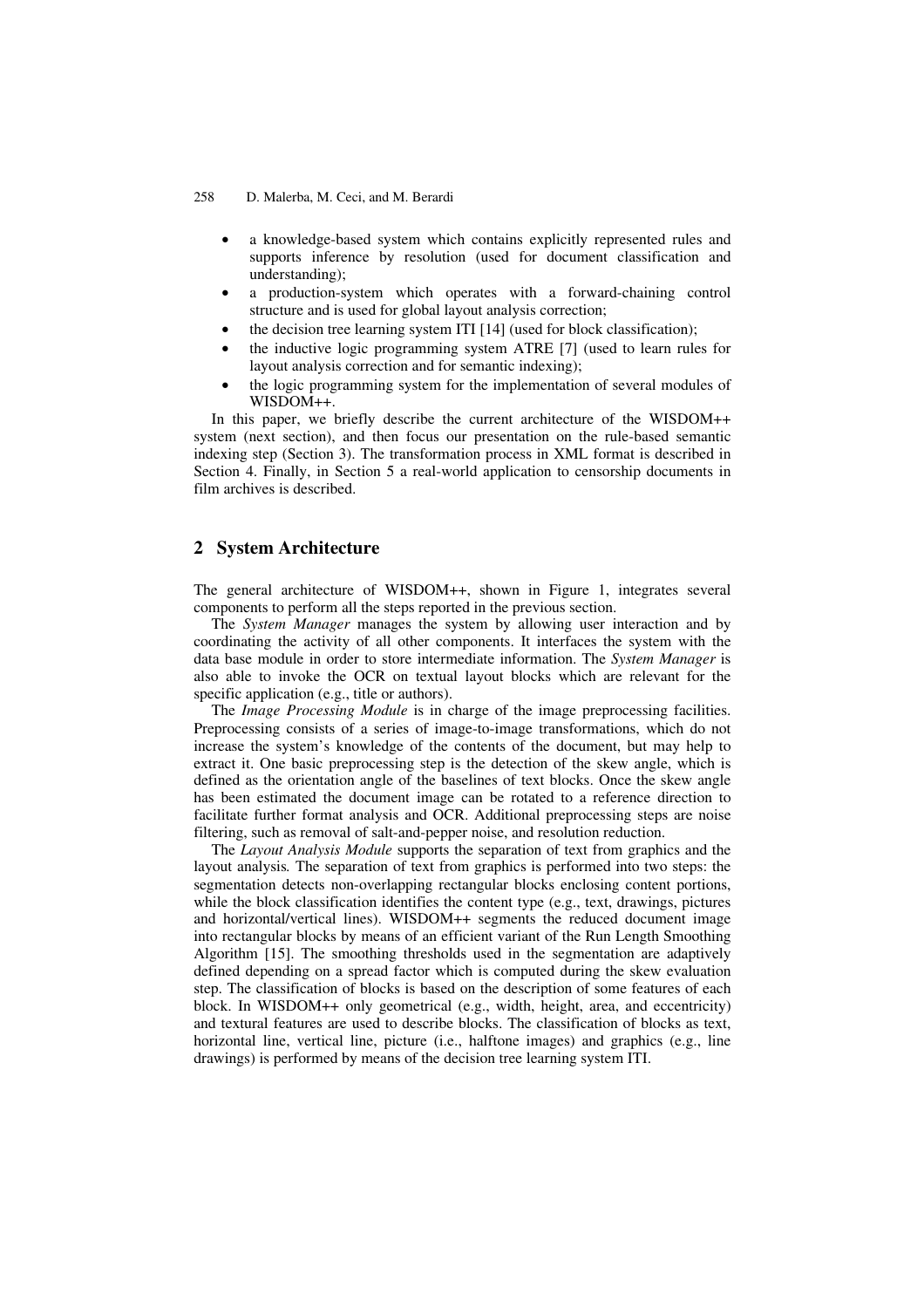- a knowledge-based system which contains explicitly represented rules and supports inference by resolution (used for document classification and understanding);
- a production-system which operates with a forward-chaining control structure and is used for global layout analysis correction;
- the decision tree learning system ITI [14] (used for block classification);
- the inductive logic programming system ATRE [7] (used to learn rules for layout analysis correction and for semantic indexing);
- the logic programming system for the implementation of several modules of WISDOM++.

In this paper, we briefly describe the current architecture of the WISDOM++ system (next section), and then focus our presentation on the rule-based semantic indexing step (Section 3). The transformation process in XML format is described in Section 4. Finally, in Section 5 a real-world application to censorship documents in film archives is described.

## 2 System Architecture

The general architecture of WISDOM++, shown in Figure 1, integrates several components to perform all the steps reported in the previous section.

The *System Manager* manages the system by allowing user interaction and by coordinating the activity of all other components. It interfaces the system with the data base module in order to store intermediate information. The *System Manager* is also able to invoke the OCR on textual layout blocks which are relevant for the specific application (e.g., title or authors).

The *Image Processing Module* is in charge of the image preprocessing facilities. Preprocessing consists of a series of image-to-image transformations, which do not increase the system's knowledge of the contents of the document, but may help to extract it. One basic preprocessing step is the detection of the skew angle, which is defined as the orientation angle of the baselines of text blocks. Once the skew angle has been estimated the document image can be rotated to a reference direction to facilitate further format analysis and OCR. Additional preprocessing steps are noise filtering, such as removal of salt-and-pepper noise, and resolution reduction.

The *Layout Analysis Module* supports the separation of text from graphics and the layout analysis. The separation of text from graphics is performed into two steps: the segmentation detects non-overlapping rectangular blocks enclosing content portions, while the block classification identifies the content type (e.g., text, drawings, pictures and horizontal/vertical lines). WISDOM++ segments the reduced document image into rectangular blocks by means of an efficient variant of the Run Length Smoothing Algorithm [15]. The smoothing thresholds used in the segmentation are adaptively defined depending on a spread factor which is computed during the skew evaluation step. The classification of blocks is based on the description of some features of each block. In WISDOM++ only geometrical (e.g., width, height, area, and eccentricity) and textural features are used to describe blocks. The classification of blocks as text, horizontal line, vertical line, picture (i.e., halftone images) and graphics (e.g., line drawings) is performed by means of the decision tree learning system ITI.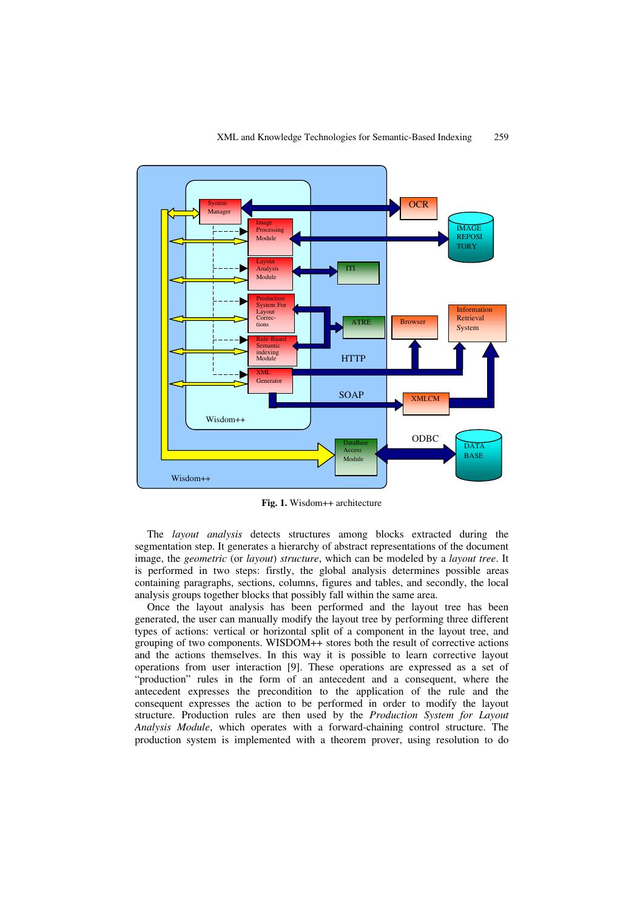Fig. 1. Wisdom++ architecture

The *layout analysis* detects structures among blocks extracted during the segmentation step. It generates a hierarchy of abstract representations of the document image, the *geometric* (or *layout*) *structure*, which can be modeled by a *layout tree*. It is performed in two steps: firstly, the global analysis determines possible areas containing paragraphs, sections, columns, figures and tables, and secondly, the local analysis groups together blocks that possibly fall within the same area.

Once the layout analysis has been performed and the layout tree has been generated, the user can manually modify the layout tree by performing three different types of actions: vertical or horizontal split of a component in the layout tree, and grouping of two components. WISDOM++ stores both the result of corrective actions and the actions themselves. In this way it is possible to learn corrective layout operations from user interaction [9]. These operations are expressed as a set of "production" rules in the form of an antecedent and a consequent, where the antecedent expresses the precondition to the application of the rule and the consequent expresses the action to be performed in order to modify the layout structure. Production rules are then used by the *Production System for Layout Analysis Module*, which operates with a forward-chaining control structure. The production system is implemented with a theorem prover, using resolution to do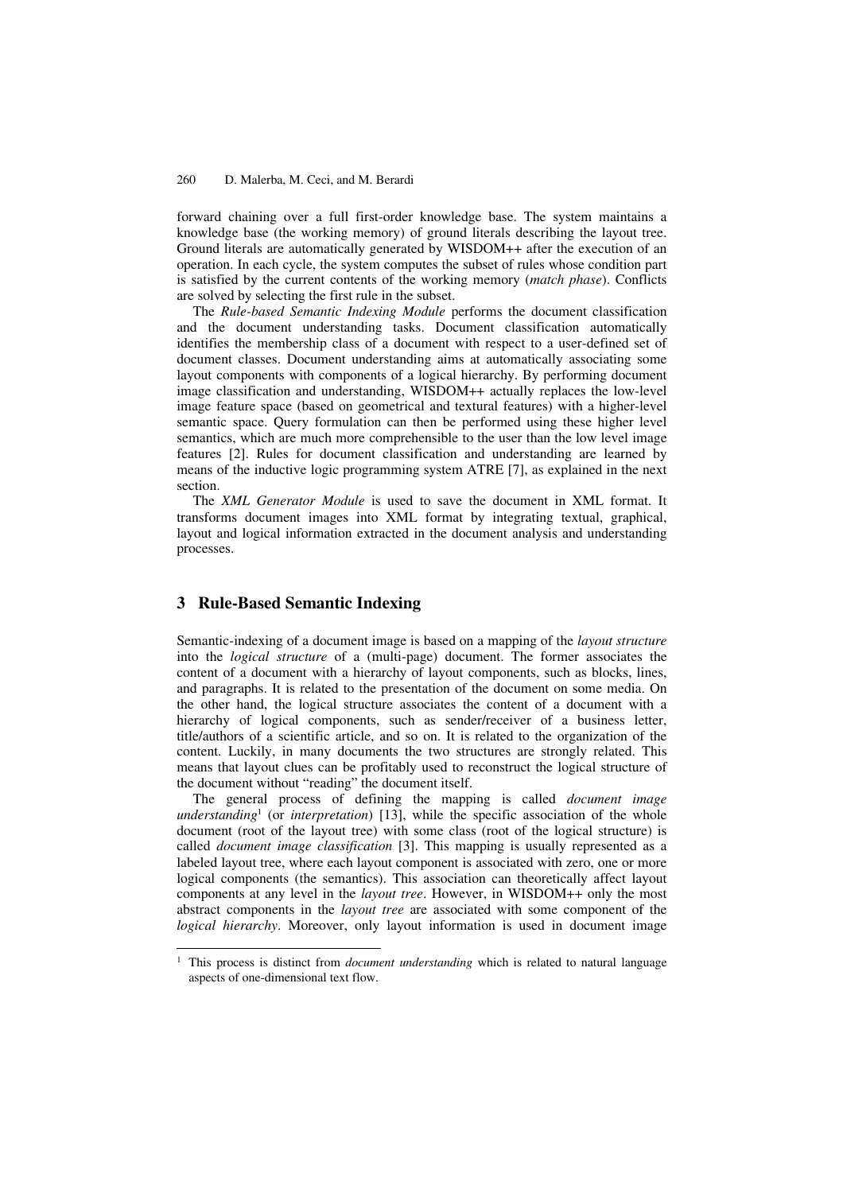forward chaining over a full first-order knowledge base. The system maintains a knowledge base (the working memory) of ground literals describing the layout tree. Ground literals are automatically generated by WISDOM++ after the execution of an operation. In each cycle, the system computes the subset of rules whose condition part is satisfied by the current contents of the working memory (*match phase*). Conflicts are solved by selecting the first rule in the subset.

The *Rule-based Semantic Indexing Module* performs the document classification and the document understanding tasks. Document classification automatically identifies the membership class of a document with respect to a user-defined set of document classes. Document understanding aims at automatically associating some layout components with components of a logical hierarchy. By performing document image classification and understanding, WISDOM++ actually replaces the low-level image feature space (based on geometrical and textural features) with a higher-level semantic space. Query formulation can then be performed using these higher level semantics, which are much more comprehensible to the user than the low level image features [2]. Rules for document classification and understanding are learned by means of the inductive logic programming system ATRE [7], as explained in the next section.

The *XML Generator Module* is used to save the document in XML format. It transforms document images into XML format by integrating textual, graphical, layout and logical information extracted in the document analysis and understanding processes.

## 3 Rule-Based Semantic Indexing

Semantic-indexing of a document image is based on a mapping of the *layout structure* into the *logical structure* of a (multi-page) document. The former associates the content of a document with a hierarchy of layout components, such as blocks, lines, and paragraphs. It is related to the presentation of the document on some media. On the other hand, the logical structure associates the content of a document with a hierarchy of logical components, such as sender/receiver of a business letter, title/authors of a scientific article, and so on. It is related to the organization of the content. Luckily, in many documents the two structures are strongly related. This means that layout clues can be profitably used to reconstruct the logical structure of the document without "reading" the document itself.

The general process of defining the mapping is called *document image understanding*[1] (or *interpretation*) [13], while the specific association of the whole document (root of the layout tree) with some class (root of the logical structure) is called *document image classification* [3]. This mapping is usually represented as a labeled layout tree, where each layout component is associated with zero, one or more logical components (the semantics). This association can theoretically affect layout components at any level in the *layout tree*. However, in WISDOM++ only the most abstract components in the *layout tree* are associated with some component of the *logical hierarchy*. Moreover, only layout information is used in document image

[1] This process is distinct from *document understanding* which is related to natural language aspects of one-dimensional text flow.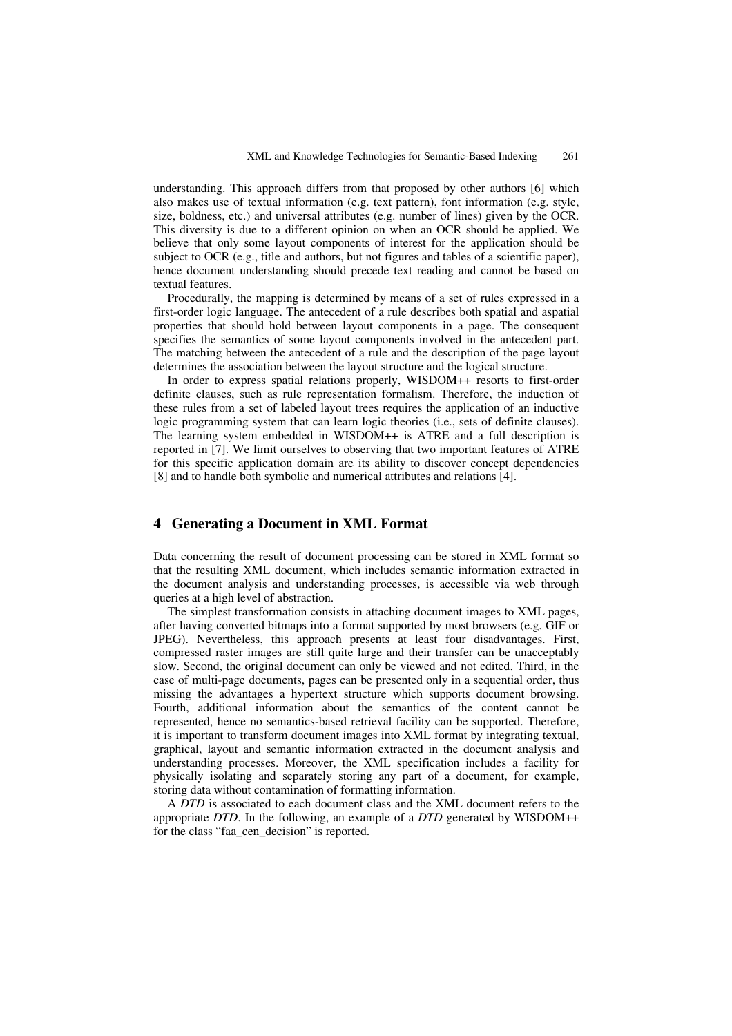understanding. This approach differs from that proposed by other authors [6] which also makes use of textual information (e.g. text pattern), font information (e.g. style, size, boldness, etc.) and universal attributes (e.g. number of lines) given by the OCR. This diversity is due to a different opinion on when an OCR should be applied. We believe that only some layout components of interest for the application should be subject to OCR (e.g., title and authors, but not figures and tables of a scientific paper), hence document understanding should precede text reading and cannot be based on textual features.

Procedurally, the mapping is determined by means of a set of rules expressed in a first-order logic language. The antecedent of a rule describes both spatial and aspatial properties that should hold between layout components in a page. The consequent specifies the semantics of some layout components involved in the antecedent part. The matching between the antecedent of a rule and the description of the page layout determines the association between the layout structure and the logical structure.

In order to express spatial relations properly, WISDOM++ resorts to first-order definite clauses, such as rule representation formalism. Therefore, the induction of these rules from a set of labeled layout trees requires the application of an inductive logic programming system that can learn logic theories (i.e., sets of definite clauses). The learning system embedded in WISDOM++ is ATRE and a full description is reported in [7]. We limit ourselves to observing that two important features of ATRE for this specific application domain are its ability to discover concept dependencies [8] and to handle both symbolic and numerical attributes and relations [4].

## 4 Generating a Document in XML Format

Data concerning the result of document processing can be stored in XML format so that the resulting XML document, which includes semantic information extracted in the document analysis and understanding processes, is accessible via web through queries at a high level of abstraction.

The simplest transformation consists in attaching document images to XML pages, after having converted bitmaps into a format supported by most browsers (e.g. GIF or JPEG). Nevertheless, this approach presents at least four disadvantages. First, compressed raster images are still quite large and their transfer can be unacceptably slow. Second, the original document can only be viewed and not edited. Third, in the case of multi-page documents, pages can be presented only in a sequential order, thus missing the advantages a hypertext structure which supports document browsing. Fourth, additional information about the semantics of the content cannot be represented, hence no semantics-based retrieval facility can be supported. Therefore, it is important to transform document images into XML format by integrating textual, graphical, layout and semantic information extracted in the document analysis and understanding processes. Moreover, the XML specification includes a facility for physically isolating and separately storing any part of a document, for example, storing data without contamination of formatting information.

A *DTD* is associated to each document class and the XML document refers to the appropriate *DTD*. In the following, an example of a *DTD* generated by WISDOM++ for the class "faa_cen_decision" is reported.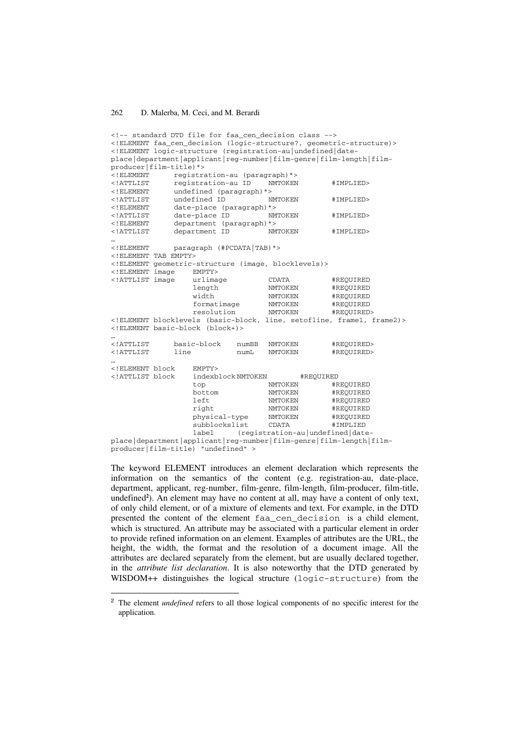```
<!-- standard DTD file for faa_cen_decision class -->
<!ELEMENT faa_cen_decision (logic-structure?, geometric-structure)>
<!ELEMENT logic-structure (registration-au|undefined|date-
place|department|applicant|reg-number|film-genre|film-length|film-
producer|film-title)*>
<!ELEMENT      registration-au (paragraph)*>
<!ATTLIST      registration-au ID    NMTOKEN        #IMPLIED>
<!ELEMENT      undefined (paragraph)*>
<!ATTLIST      undefined ID          NMTOKEN        #IMPLIED>
<!ELEMENT      date-place (paragraph)*>
<!ATTLIST      date-place ID         NMTOKEN        #IMPLIED>
<!ELEMENT      department (paragraph)*>
<!ATTLIST      department ID         NMTOKEN        #IMPLIED>
…
<!ELEMENT      paragraph (#PCDATA|TAB)*>
<!ELEMENT TAB EMPTY>
<!ELEMENT geometric-structure (image, blocklevels)>
<!ELEMENT image     EMPTY>
<!ATTLIST image     urlimage          CDATA          #REQUIRED
                    length            NMTOKEN        #REQUIRED
                    width             NMTOKEN        #REQUIRED
                    formatimage       NMTOKEN        #REQUIRED
                    resolution        NMTOKEN        #REQUIRED>
<!ELEMENT blocklevels (basic-block, line, setofline, frame1, frame2)>
<!ELEMENT basic-block (block+)>
…
<!ATTLIST      basic-block    numBB  NMTOKEN        #REQUIRED>
<!ATTLIST      line           numL   NMTOKEN        #REQUIRED>
…
<!ELEMENT block     EMPTY>
<!ATTLIST block     indexblock NMTOKEN        #REQUIRED
                    top               NMTOKEN        #REQUIRED
                    bottom            NMTOKEN        #REQUIRED
                    left              NMTOKEN        #REQUIRED
                    right             NMTOKEN        #REQUIRED
                    physical-type     NMTOKEN        #REQUIRED
                    subblockslist     CDATA          #IMPLIED
                    label      (registration-au|undefined|date-
place|department|applicant|reg-number|film-genre|film-length|film-
producer|film-title) "undefined" >
```

The keyword ELEMENT introduces an element declaration which represents the information on the semantics of the content (e.g. registration-au, date-place, department, applicant, reg-number, film-genre, film-length, film-producer, film-title, undefined[2]). An element may have no content at all, may have a content of only text, of only child element, or of a mixture of elements and text. For example, in the DTD presented the content of the element `faa_cen_decision` is a child element, which is structured. An attribute may be associated with a particular element in order to provide refined information on an element. Examples of attributes are the URL, the height, the width, the format and the resolution of a document image. All the attributes are declared separately from the element, but are usually declared together, in the *attribute list declaration*. It is also noteworthy that the DTD generated by WISDOM++ distinguishes the logical structure (`logic-structure`) from the

[2] The element *undefined* refers to all those logical components of no specific interest for the application.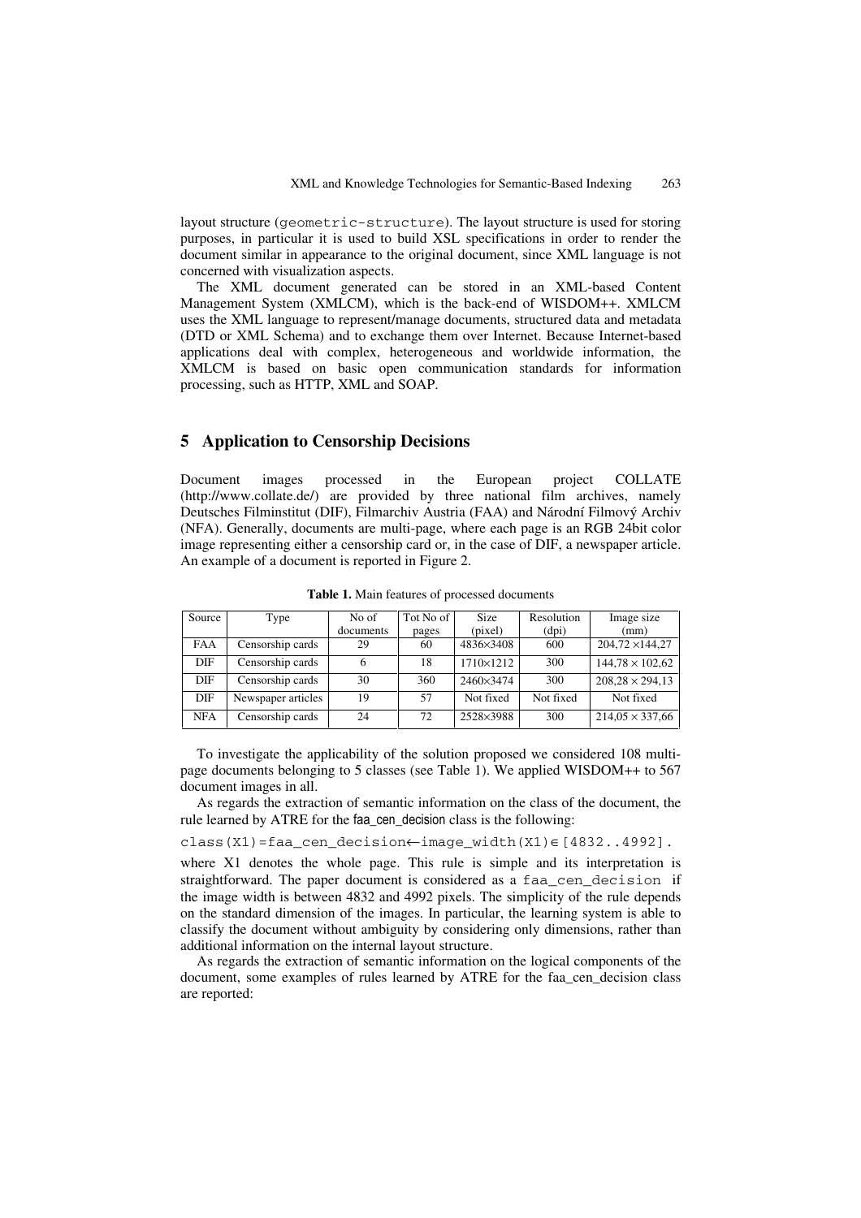layout structure (`geometric-structure`). The layout structure is used for storing purposes, in particular it is used to build XSL specifications in order to render the document similar in appearance to the original document, since XML language is not concerned with visualization aspects.

The XML document generated can be stored in an XML-based Content Management System (XMLCM), which is the back-end of WISDOM++. XMLCM uses the XML language to represent/manage documents, structured data and metadata (DTD or XML Schema) and to exchange them over Internet. Because Internet-based applications deal with complex, heterogeneous and worldwide information, the XMLCM is based on basic open communication standards for information processing, such as HTTP, XML and SOAP.

## 5 Application to Censorship Decisions

Document images processed in the European project COLLATE (http://www.collate.de/) are provided by three national film archives, namely Deutsches Filminstitut (DIF), Filmarchiv Austria (FAA) and Národní Filmový Archiv (NFA). Generally, documents are multi-page, where each page is an RGB 24bit color image representing either a censorship card or, in the case of DIF, a newspaper article. An example of a document is reported in Figure 2.

**Table 1.** Main features of processed documents

| Source | Type | No of documents | Tot No of pages | Size (pixel) | Resolution (dpi) | Image size (mm) |
|---|---|---|---|---|---|---|
| FAA | Censorship cards | 29 | 60 | 4836×3408 | 600 | 204,72 ×144,27 |
| DIF | Censorship cards | 6 | 18 | 1710×1212 | 300 | 144,78 × 102,62 |
| DIF | Censorship cards | 30 | 360 | 2460×3474 | 300 | 208,28 × 294,13 |
| DIF | Newspaper articles | 19 | 57 | Not fixed | Not fixed | Not fixed |
| NFA | Censorship cards | 24 | 72 | 2528×3988 | 300 | 214,05 × 337,66 |

To investigate the applicability of the solution proposed we considered 108 multi-page documents belonging to 5 classes (see Table 1). We applied WISDOM++ to 567 document images in all.

As regards the extraction of semantic information on the class of the document, the rule learned by ATRE for the faa_cen_decision class is the following:

```
class(X1)=faa_cen_decision←image_width(X1)∈[4832..4992].
```

where X1 denotes the whole page. This rule is simple and its interpretation is straightforward. The paper document is considered as a `faa_cen_decision` if the image width is between 4832 and 4992 pixels. The simplicity of the rule depends on the standard dimension of the images. In particular, the learning system is able to classify the document without ambiguity by considering only dimensions, rather than additional information on the internal layout structure.

As regards the extraction of semantic information on the logical components of the document, some examples of rules learned by ATRE for the faa_cen_decision class are reported: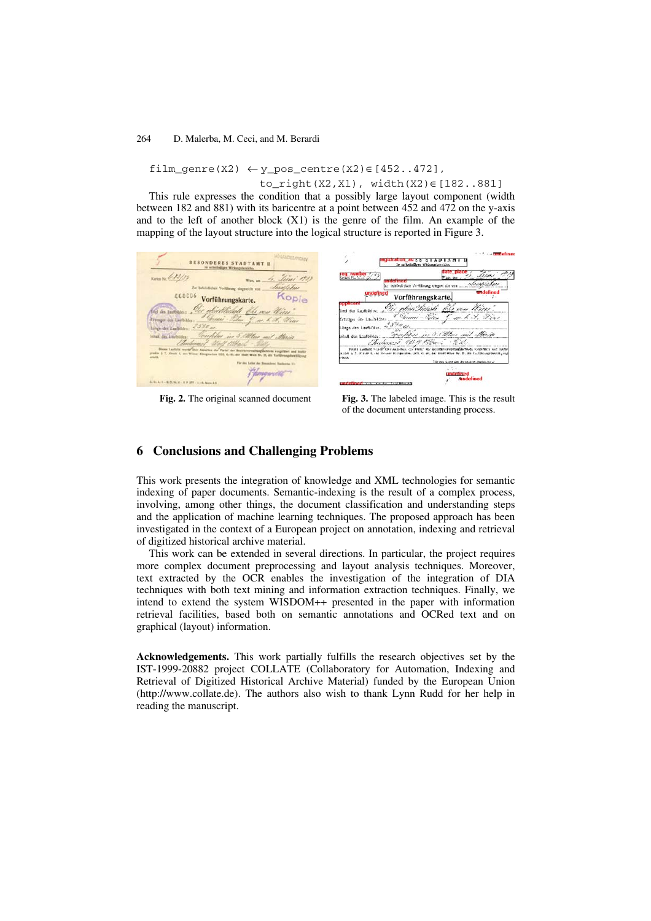```
film_genre(X2) ←y_pos_centre(X2)∈[452..472],
                to_right(X2,X1), width(X2)∈[182..881]
```

This rule expresses the condition that a possibly large layout component (width between 182 and 881) with its baricentre at a point between 452 and 472 on the y-axis and to the left of another block (X1) is the genre of the film. An example of the mapping of the layout structure into the logical structure is reported in Figure 3.

**Fig. 2.** The original scanned document

**Fig. 3.** The labeled image. This is the result of the document unterstanding process.

## 6 Conclusions and Challenging Problems

This work presents the integration of knowledge and XML technologies for semantic indexing of paper documents. Semantic-indexing is the result of a complex process, involving, among other things, the document classification and understanding steps and the application of machine learning techniques. The proposed approach has been investigated in the context of a European project on annotation, indexing and retrieval of digitized historical archive material.

This work can be extended in several directions. In particular, the project requires more complex document preprocessing and layout analysis techniques. Moreover, text extracted by the OCR enables the investigation of the integration of DIA techniques with both text mining and information extraction techniques. Finally, we intend to extend the system WISDOM++ presented in the paper with information retrieval facilities, based both on semantic annotations and OCRed text and on graphical (layout) information.

**Acknowledgements.** This work partially fulfills the research objectives set by the IST-1999-20882 project COLLATE (Collaboratory for Automation, Indexing and Retrieval of Digitized Historical Archive Material) funded by the European Union (http://www.collate.de). The authors also wish to thank Lynn Rudd for her help in reading the manuscript.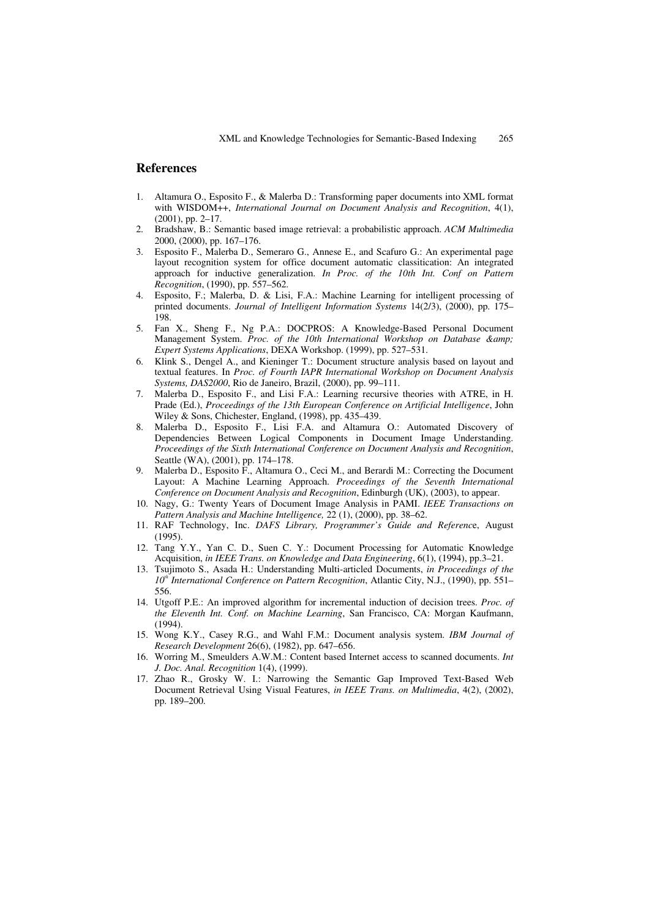## References

1. Altamura O., Esposito F., & Malerba D.: Transforming paper documents into XML format with WISDOM++, *International Journal on Document Analysis and Recognition*, 4(1), (2001), pp. 2–17.
2. Bradshaw, B.: Semantic based image retrieval: a probabilistic approach. *ACM Multimedia* 2000, (2000), pp. 167–176.
3. Esposito F., Malerba D., Semeraro G., Annese E., and Scafuro G.: An experimental page layout recognition system for office document automatic classification: An integrated approach for inductive generalization. *In Proc. of the 10th Int. Conf on Pattern Recognition*, (1990), pp. 557–562.
4. Esposito, F.; Malerba, D. & Lisi, F.A.: Machine Learning for intelligent processing of printed documents. *Journal of Intelligent Information Systems* 14(2/3), (2000), pp. 175–198.
5. Fan X., Sheng F., Ng P.A.: DOCPROS: A Knowledge-Based Personal Document Management System. *Proc. of the 10th International Workshop on Database &amp; Expert Systems Applications*, DEXA Workshop. (1999), pp. 527–531.
6. Klink S., Dengel A., and Kieninger T.: Document structure analysis based on layout and textual features. In *Proc. of Fourth IAPR International Workshop on Document Analysis Systems, DAS2000*, Rio de Janeiro, Brazil, (2000), pp. 99–111.
7. Malerba D., Esposito F., and Lisi F.A.: Learning recursive theories with ATRE, in H. Prade (Ed.), *Proceedings of the 13th European Conference on Artificial Intelligence*, John Wiley & Sons, Chichester, England, (1998), pp. 435–439.
8. Malerba D., Esposito F., Lisi F.A. and Altamura O.: Automated Discovery of Dependencies Between Logical Components in Document Image Understanding. *Proceedings of the Sixth International Conference on Document Analysis and Recognition*, Seattle (WA), (2001), pp. 174–178.
9. Malerba D., Esposito F., Altamura O., Ceci M., and Berardi M.: Correcting the Document Layout: A Machine Learning Approach. *Proceedings of the Seventh International Conference on Document Analysis and Recognition*, Edinburgh (UK), (2003), to appear.
10. Nagy, G.: Twenty Years of Document Image Analysis in PAMI. *IEEE Transactions on Pattern Analysis and Machine Intelligence,* 22 (1), (2000), pp. 38–62.
11. RAF Technology, Inc. *DAFS Library, Programmer's Guide and Referenc*e, August (1995).
12. Tang Y.Y., Yan C. D., Suen C. Y.: Document Processing for Automatic Knowledge Acquisition, *in IEEE Trans. on Knowledge and Data Engineering*, 6(1), (1994), pp.3–21.
13. Tsujimoto S., Asada H.: Understanding Multi-articled Documents, *in Proceedings of the 10th International Conference on Pattern Recognition*, Atlantic City, N.J., (1990), pp. 551–556.
14. Utgoff P.E.: An improved algorithm for incremental induction of decision trees. *Proc. of the Eleventh Int. Conf. on Machine Learning*, San Francisco, CA: Morgan Kaufmann, (1994).
15. Wong K.Y., Casey R.G., and Wahl F.M.: Document analysis system. *IBM Journal of Research Development* 26(6), (1982), pp. 647–656.
16. Worring M., Smeulders A.W.M.: Content based Internet access to scanned documents. *Int J. Doc. Anal. Recognition* 1(4), (1999).
17. Zhao R., Grosky W. I.: Narrowing the Semantic Gap Improved Text-Based Web Document Retrieval Using Visual Features, *in IEEE Trans. on Multimedia*, 4(2), (2002), pp. 189–200.